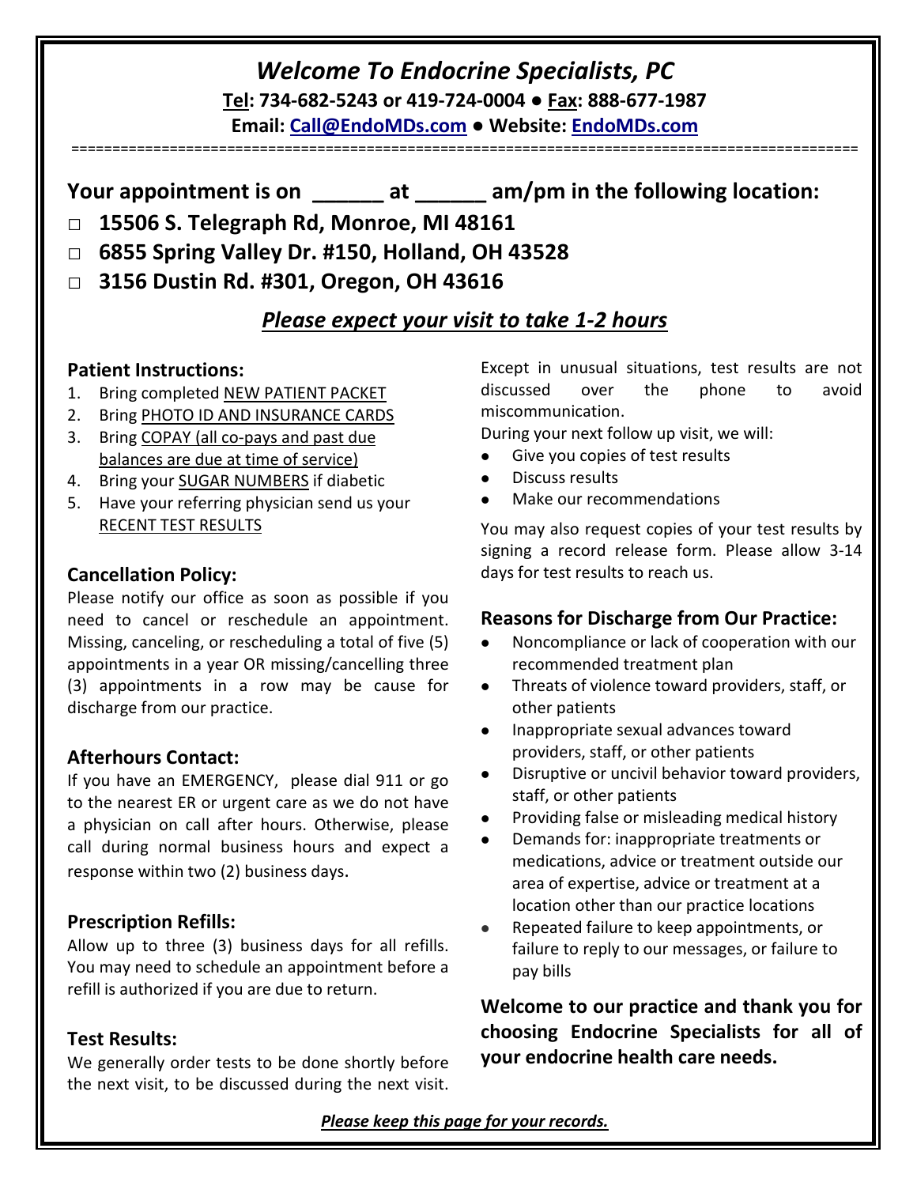# *Welcome To Endocrine Specialists, PC*

**Tel: 734-682-5243 or 419-724-0004 ● Fax: 888-677-1987**

**Email: Call@EndoMDs.com ● Website: EndoMDs.com**

==========================================================================================

## Your appointment is on ______ at ______ am/pm in the following location:

- □ **15506 S. Telegraph Rd, Monroe, MI 48161**
- □ **6855 Spring Valley Dr. #150, Holland, OH 43528**
- □ **3156 Dustin Rd. #301, Oregon, OH 43616**

### *Please expect your visit to take 1-2 hours*

### Patient Instructions:

1. Bring completed NEW PATIENT PACKET
2. Bring PHOTO ID AND INSURANCE CARDS
3. Bring COPAY (all co-pays and past due balances are due at time of service)
4. Bring your SUGAR NUMBERS if diabetic
5. Have your referring physician send us your RECENT TEST RESULTS

### Cancellation Policy:

Please notify our office as soon as possible if you need to cancel or reschedule an appointment. Missing, canceling, or rescheduling a total of five (5) appointments in a year OR missing/cancelling three (3) appointments in a row may be cause for discharge from our practice.

### Afterhours Contact:

If you have an EMERGENCY, please dial 911 or go to the nearest ER or urgent care as we do not have a physician on call after hours. Otherwise, please call during normal business hours and expect a response within two (2) business days.

### Prescription Refills:

Allow up to three (3) business days for all refills. You may need to schedule an appointment before a refill is authorized if you are due to return.

### Test Results:

We generally order tests to be done shortly before the next visit, to be discussed during the next visit. Except in unusual situations, test results are not discussed over the phone to avoid miscommunication.

During your next follow up visit, we will:

- Give you copies of test results
- Discuss results
- Make our recommendations

You may also request copies of your test results by signing a record release form. Please allow 3-14 days for test results to reach us.

### Reasons for Discharge from Our Practice:

- Noncompliance or lack of cooperation with our recommended treatment plan
- Threats of violence toward providers, staff, or other patients
- Inappropriate sexual advances toward providers, staff, or other patients
- Disruptive or uncivil behavior toward providers, staff, or other patients
- Providing false or misleading medical history
- Demands for: inappropriate treatments or medications, advice or treatment outside our area of expertise, advice or treatment at a location other than our practice locations
- Repeated failure to keep appointments, or failure to reply to our messages, or failure to pay bills

**Welcome to our practice and thank you for choosing Endocrine Specialists for all of your endocrine health care needs.**

***Please keep this page for your records.***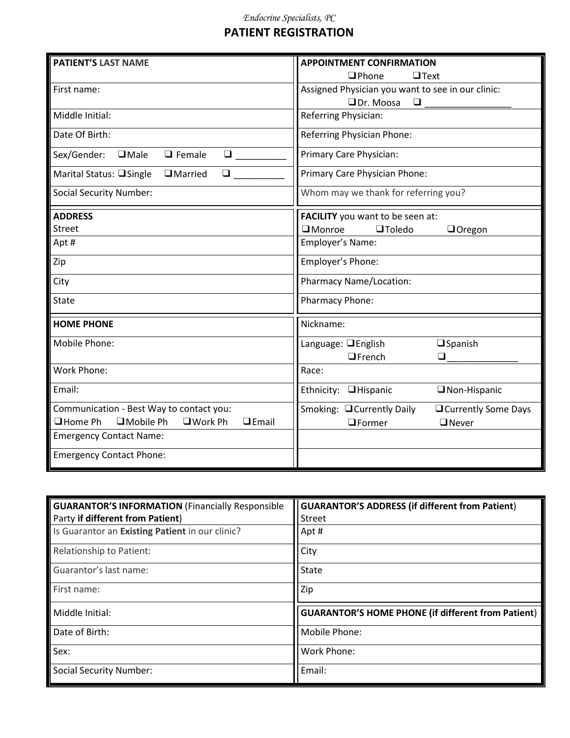*Endocrine Specialists, PC*

# PATIENT REGISTRATION

| | |
|---|---|
| **PATIENT'S LAST NAME** | **APPOINTMENT CONFIRMATION** ☐ Phone ☐ Text |
| First name: | Assigned Physician you want to see in our clinic: ☐ Dr. Moosa ☐ ________________ |
| Middle Initial: | Referring Physician: |
| Date Of Birth: | Referring Physician Phone: |
| Sex/Gender: ☐ Male ☐ Female ☐ __________ | Primary Care Physician: |
| Marital Status: ☐ Single ☐ Married ☐ __________ | Primary Care Physician Phone: |
| Social Security Number: | Whom may we thank for referring you? |
| **ADDRESS** Street | **FACILITY** you want to be seen at: ☐ Monroe ☐ Toledo ☐ Oregon |
| Apt # | Employer's Name: |
| Zip | Employer's Phone: |
| City | Pharmacy Name/Location: |
| State | Pharmacy Phone: |
| **HOME PHONE** | Nickname: |
| Mobile Phone: | Language: ☐ English ☐ Spanish ☐ French ☐ ______________ |
| Work Phone: | Race: |
| Email: | Ethnicity: ☐ Hispanic ☐ Non-Hispanic |
| Communication - Best Way to contact you: ☐ Home Ph ☐ Mobile Ph ☐ Work Ph ☐ Email | Smoking: ☐ Currently Daily ☐ Currently Some Days ☐ Former ☐ Never |
| Emergency Contact Name: | |
| Emergency Contact Phone: | |

| | |
|---|---|
| **GUARANTOR'S INFORMATION** (Financially Responsible Party **if different from Patient**) | **GUARANTOR'S ADDRESS (if different from Patient)** Street |
| Is Guarantor an **Existing Patient** in our clinic? | Apt # |
| Relationship to Patient: | City |
| Guarantor's last name: | State |
| First name: | Zip |
| Middle Initial: | **GUARANTOR'S HOME PHONE (if different from Patient)** |
| Date of Birth: | Mobile Phone: |
| Sex: | Work Phone: |
| Social Security Number: | Email: |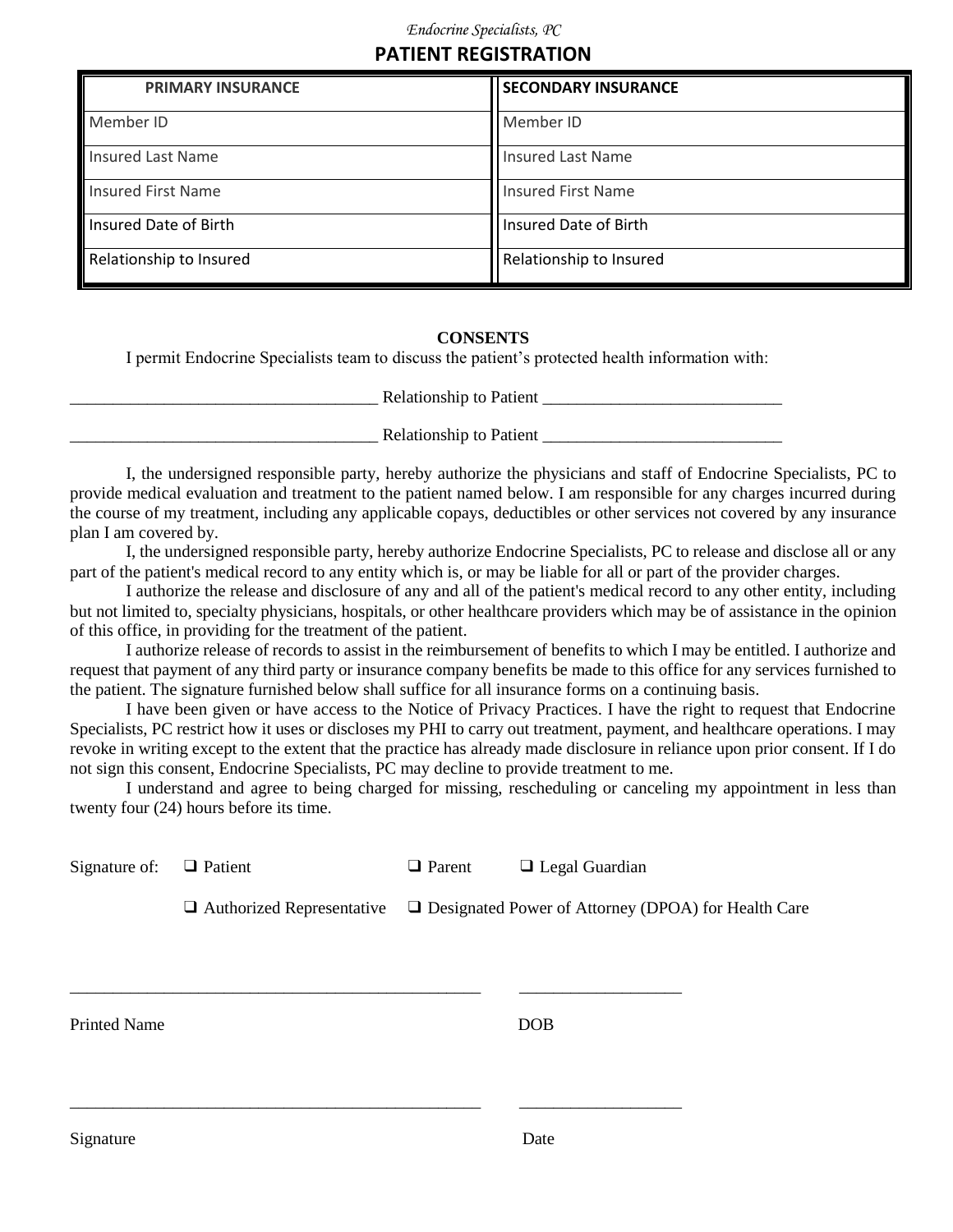*Endocrine Specialists, PC*

# PATIENT REGISTRATION

| PRIMARY INSURANCE | SECONDARY INSURANCE |
| --- | --- |
| Member ID | Member ID |
| Insured Last Name | Insured Last Name |
| Insured First Name | Insured First Name |
| Insured Date of Birth | Insured Date of Birth |
| Relationship to Insured | Relationship to Insured |

## CONSENTS

I permit Endocrine Specialists team to discuss the patient's protected health information with:

____________________________________ Relationship to Patient ___________________________

____________________________________ Relationship to Patient ___________________________

I, the undersigned responsible party, hereby authorize the physicians and staff of Endocrine Specialists, PC to provide medical evaluation and treatment to the patient named below. I am responsible for any charges incurred during the course of my treatment, including any applicable copays, deductibles or other services not covered by any insurance plan I am covered by.

I, the undersigned responsible party, hereby authorize Endocrine Specialists, PC to release and disclose all or any part of the patient's medical record to any entity which is, or may be liable for all or part of the provider charges.

I authorize the release and disclosure of any and all of the patient's medical record to any other entity, including but not limited to, specialty physicians, hospitals, or other healthcare providers which may be of assistance in the opinion of this office, in providing for the treatment of the patient.

I authorize release of records to assist in the reimbursement of benefits to which I may be entitled. I authorize and request that payment of any third party or insurance company benefits be made to this office for any services furnished to the patient. The signature furnished below shall suffice for all insurance forms on a continuing basis.

I have been given or have access to the Notice of Privacy Practices. I have the right to request that Endocrine Specialists, PC restrict how it uses or discloses my PHI to carry out treatment, payment, and healthcare operations. I may revoke in writing except to the extent that the practice has already made disclosure in reliance upon prior consent. If I do not sign this consent, Endocrine Specialists, PC may decline to provide treatment to me.

I understand and agree to being charged for missing, rescheduling or canceling my appointment in less than twenty four (24) hours before its time.

Signature of: ☐ Patient ☐ Parent ☐ Legal Guardian

☐ Authorized Representative ☐ Designated Power of Attorney (DPOA) for Health Care

_______________________________________________ __________________

Printed Name DOB

_______________________________________________ __________________

Signature Date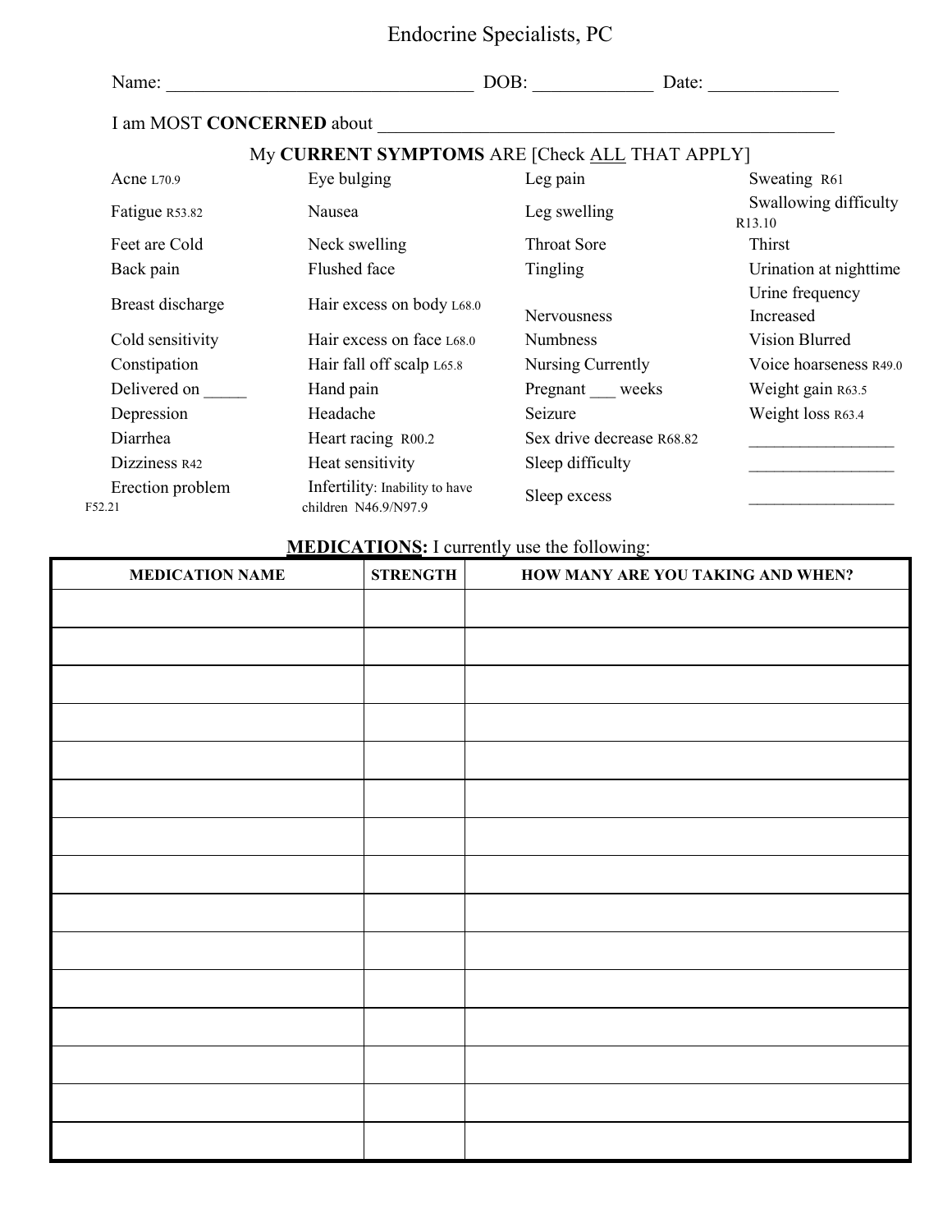# Endocrine Specialists, PC

Name: ________________________________ DOB: ____________ Date: _____________

I am MOST **CONCERNED** about ________________________________________________

My **CURRENT SYMPTOMS** ARE [Check ALL THAT APPLY]

| | | | |
|---|---|---|---|
| Acne L70.9 | Eye bulging | Leg pain | Sweating R61 |
| Fatigue R53.82 | Nausea | Leg swelling | Swallowing difficulty R13.10 |
| Feet are Cold | Neck swelling | Throat Sore | Thirst |
| Back pain | Flushed face | Tingling | Urination at nighttime |
| Breast discharge | Hair excess on body L68.0 | Nervousness | Urine frequency Increased |
| Cold sensitivity | Hair excess on face L68.0 | Numbness | Vision Blurred |
| Constipation | Hair fall off scalp L65.8 | Nursing Currently | Voice hoarseness R49.0 |
| Delivered on _____ | Hand pain | Pregnant ___ weeks | Weight gain R63.5 |
| Depression | Headache | Seizure | Weight loss R63.4 |
| Diarrhea | Heart racing R00.2 | Sex drive decrease R68.82 | ________________ |
| Dizziness R42 | Heat sensitivity | Sleep difficulty | ________________ |
| Erection problem F52.21 | Infertility: Inability to have children N46.9/N97.9 | Sleep excess | ________________ |

**MEDICATIONS:** I currently use the following:

| MEDICATION NAME | STRENGTH | HOW MANY ARE YOU TAKING AND WHEN? |
|---|---|---|
| | | |
| | | |
| | | |
| | | |
| | | |
| | | |
| | | |
| | | |
| | | |
| | | |
| | | |
| | | |
| | | |
| | | |
| | | |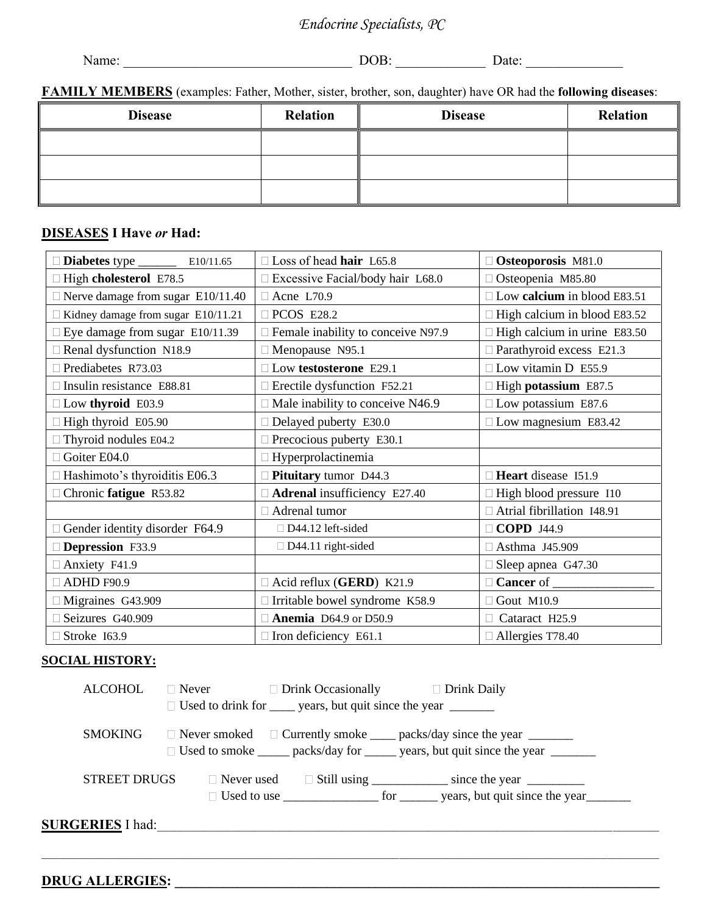*Endocrine Specialists, PC*

Name: _________________________________ DOB: _____________ Date: ______________

**FAMILY MEMBERS** (examples: Father, Mother, sister, brother, son, daughter) have OR had the **following diseases**:

| Disease | Relation | Disease | Relation |
|---|---|---|---|
| | | | |
| | | | |
| | | | |

**DISEASES I Have *or* Had:**

| | | |
|---|---|---|
|  **Diabetes** type ______ E10/11.65 |  Loss of head **hair** L65.8 |  **Osteoporosis** M81.0 |
|  High **cholesterol** E78.5 |  Excessive Facial/body hair L68.0 |  Osteopenia M85.80 |
|  Nerve damage from sugar E10/11.40 |  Acne L70.9 |  Low **calcium** in blood E83.51 |
|  Kidney damage from sugar E10/11.21 |  PCOS E28.2 |  High calcium in blood E83.52 |
|  Eye damage from sugar E10/11.39 |  Female inability to conceive N97.9 |  High calcium in urine E83.50 |
|  Renal dysfunction N18.9 |  Menopause N95.1 |  Parathyroid excess E21.3 |
|  Prediabetes R73.03 |  Low **testosterone** E29.1 |  Low vitamin D E55.9 |
|  Insulin resistance E88.81 |  Erectile dysfunction F52.21 |  High **potassium** E87.5 |
|  Low **thyroid** E03.9 |  Male inability to conceive N46.9 |  Low potassium E87.6 |
|  High thyroid E05.90 |  Delayed puberty E30.0 |  Low magnesium E83.42 |
|  Thyroid nodules E04.2 |  Precocious puberty E30.1 | |
|  Goiter E04.0 |  Hyperprolactinemia | |
|  Hashimoto's thyroiditis E06.3 |  **Pituitary** tumor D44.3 |  **Heart** disease I51.9 |
|  Chronic **fatigue** R53.82 |  **Adrenal** insufficiency E27.40 |  High blood pressure I10 |
| |  Adrenal tumor |  Atrial fibrillation I48.91 |
|  Gender identity disorder F64.9 |  D44.12 left-sided |  **COPD** J44.9 |
|  **Depression** F33.9 |  D44.11 right-sided |  Asthma J45.909 |
|  Anxiety F41.9 | |  Sleep apnea G47.30 |
|  ADHD F90.9 |  Acid reflux (**GERD**) K21.9 |  **Cancer** of ________________ |
|  Migraines G43.909 |  Irritable bowel syndrome K58.9 |  Gout M10.9 |
|  Seizures G40.909 |  **Anemia** D64.9 or D50.9 |  Cataract H25.9 |
|  Stroke I63.9 |  Iron deficiency E61.1 |  Allergies T78.40 |

**SOCIAL HISTORY:**

ALCOHOL  Never  Drink Occasionally  Drink Daily
 Used to drink for ____ years, but quit since the year _______

SMOKING  Never smoked  Currently smoke ____ packs/day since the year _______
 Used to smoke _____ packs/day for _____ years, but quit since the year _______

STREET DRUGS  Never used  Still using ____________ since the year _________
 Used to use _______________ for ______ years, but quit since the year_______

**SURGERIES** I had:______________________________________________________________________________

______________________________________________________________________________________________

**DRUG ALLERGIES:** ______________________________________________________________________